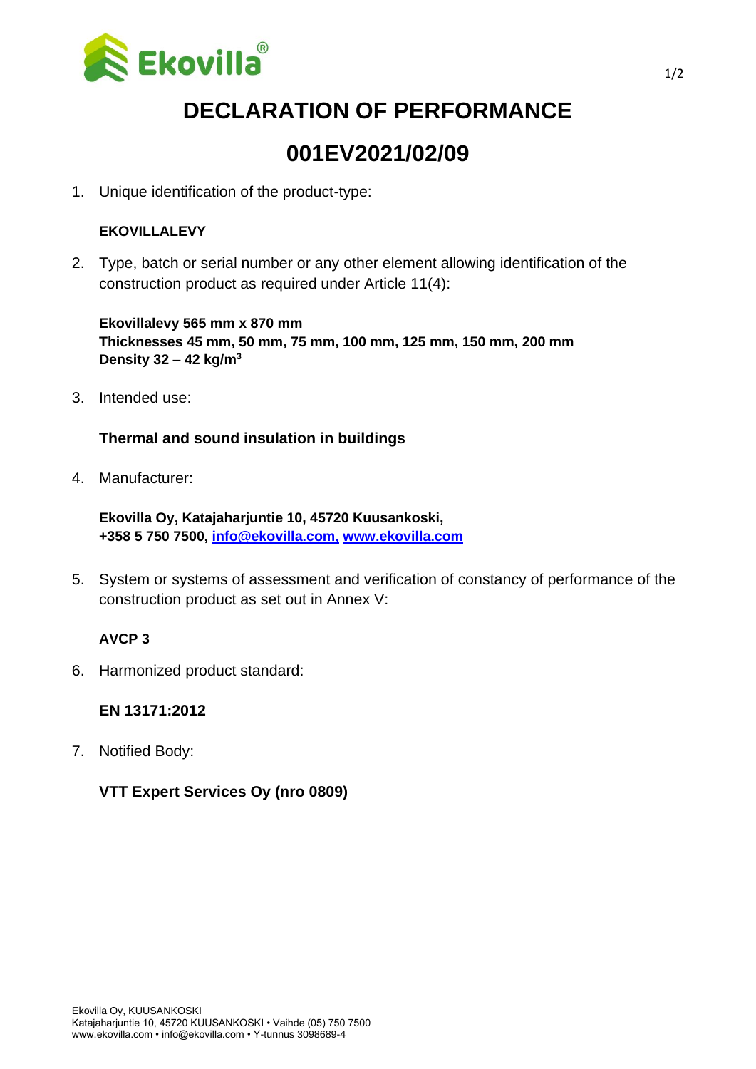# DECLARATION OF PERFORMANCE

# 001EV2021/02/09

1. Unique identification of the product-type:

   **EKOVILLALEVY**

2. Type, batch or serial number or any other element allowing identification of the construction product as required under Article 11(4):

   **Ekovillalevy 565 mm x 870 mm**
   **Thicknesses 45 mm, 50 mm, 75 mm, 100 mm, 125 mm, 150 mm, 200 mm**
   **Density 32 – 42 kg/m$^3$**

3. Intended use:

   **Thermal and sound insulation in buildings**

4. Manufacturer:

   **Ekovilla Oy, Katajaharjuntie 10, 45720 Kuusankoski,**
   **+358 5 750 7500, [info@ekovilla.com,](mailto:info@ekovilla.com) [www.ekovilla.com](http://www.ekovilla.com)**

5. System or systems of assessment and verification of constancy of performance of the construction product as set out in Annex V:

   **AVCP 3**

6. Harmonized product standard:

   **EN 13171:2012**

7. Notified Body:

   **VTT Expert Services Oy (nro 0809)**

Ekovilla Oy, KUUSANKOSKI
Katajaharjuntie 10, 45720 KUUSANKOSKI • Vaihde (05) 750 7500
www.ekovilla.com • info@ekovilla.com • Y-tunnus 3098689-4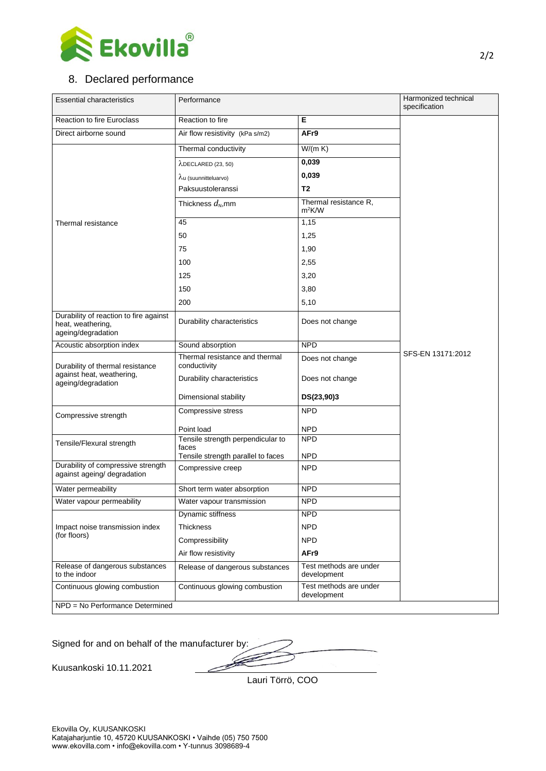## 8. Declared performance

| Essential characteristics | Performance | | Harmonized technical specification |
|---|---|---|---|
| Reaction to fire Euroclass | Reaction to fire | **E** | SFS-EN 13171:2012 |
| Direct airborne sound | Air flow resistivity (kPa s/m2) | **AFr9** | |
| Thermal resistance | Thermal conductivity | W/(m K) | |
| | λDECLARED (23, 50) | **0,039** | |
| | λu (suunnitteluarvo) | **0,039** | |
| | Paksuustoleranssi | **T2** | |
| | Thickness $d_N$,mm | Thermal resistance R, m²K/W | |
| | 45 | 1,15 | |
| | 50 | 1,25 | |
| | 75 | 1,90 | |
| | 100 | 2,55 | |
| | 125 | 3,20 | |
| | 150 | 3,80 | |
| | 200 | 5,10 | |
| Durability of reaction to fire against heat, weathering, ageing/degradation | Durability characteristics | Does not change | |
| Acoustic absorption index | Sound absorption | NPD | |
| Durability of thermal resistance against heat, weathering, ageing/degradation | Thermal resistance and thermal conductivity | Does not change | |
| | Durability characteristics | Does not change | |
| | Dimensional stability | **DS(23,90)3** | |
| Compressive strength | Compressive stress | NPD | |
| | Point load | NPD | |
| Tensile/Flexural strength | Tensile strength perpendicular to faces | NPD | |
| | Tensile strength parallel to faces | NPD | |
| Durability of compressive strength against ageing/ degradation | Compressive creep | NPD | |
| Water permeability | Short term water absorption | NPD | |
| Water vapour permeability | Water vapour transmission | NPD | |
| Impact noise transmission index (for floors) | Dynamic stiffness | NPD | |
| | Thickness | NPD | |
| | Compressibility | NPD | |
| | Air flow resistivity | **AFr9** | |
| Release of dangerous substances to the indoor | Release of dangerous substances | Test methods are under development | |
| Continuous glowing combustion | Continuous glowing combustion | Test methods are under development | |

NPD = No Performance Determined

Signed for and on behalf of the manufacturer by:

Kuusankoski 10.11.2021

Lauri Törrö, COO

Ekovilla Oy, KUUSANKOSKI
Katajaharjuntie 10, 45720 KUUSANKOSKI • Vaihde (05) 750 7500
www.ekovilla.com • info@ekovilla.com • Y-tunnus 3098689-4